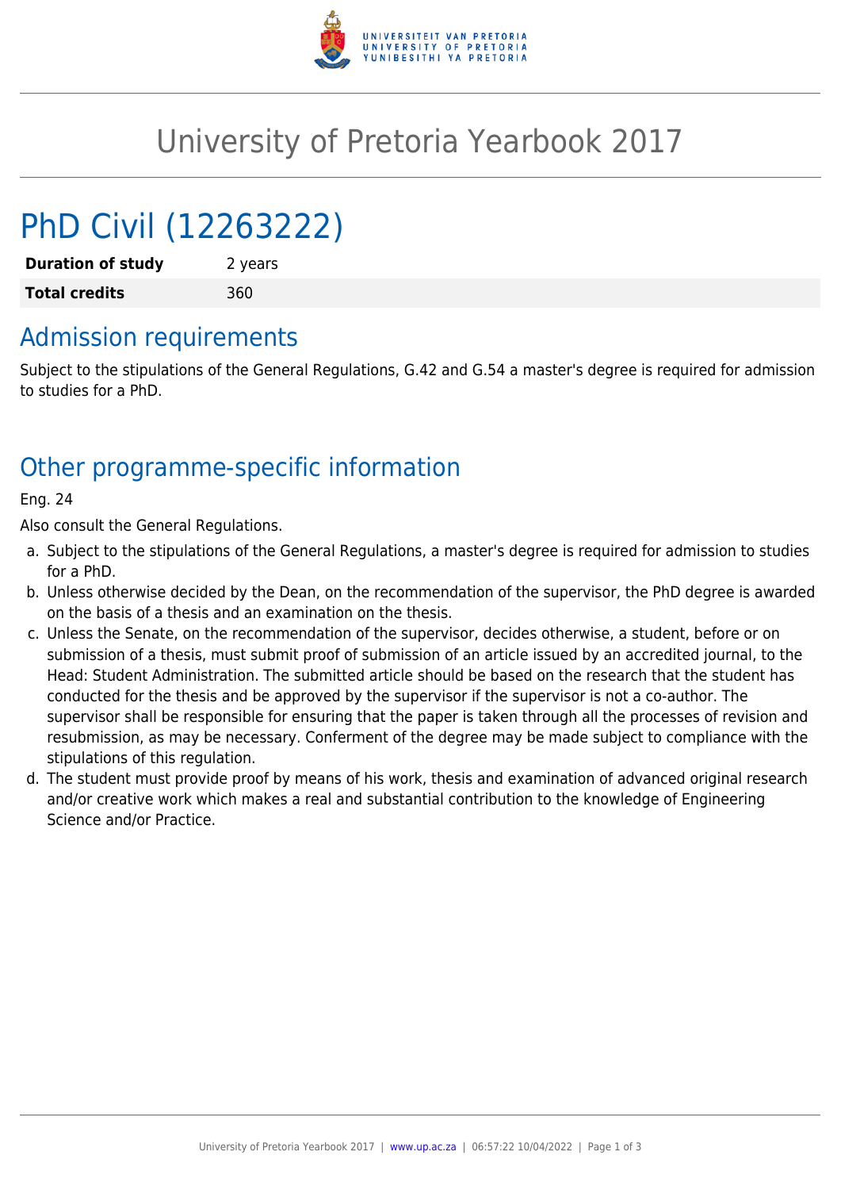# University of Pretoria Yearbook 2017

# PhD Civil (12263222)

| **Duration of study** | 2 years |
| --- | --- |
| **Total credits** | 360 |

## Admission requirements

Subject to the stipulations of the General Regulations, G.42 and G.54 a master's degree is required for admission to studies for a PhD.

## Other programme-specific information

Eng. 24

Also consult the General Regulations.

a. Subject to the stipulations of the General Regulations, a master's degree is required for admission to studies for a PhD.
b. Unless otherwise decided by the Dean, on the recommendation of the supervisor, the PhD degree is awarded on the basis of a thesis and an examination on the thesis.
c. Unless the Senate, on the recommendation of the supervisor, decides otherwise, a student, before or on submission of a thesis, must submit proof of submission of an article issued by an accredited journal, to the Head: Student Administration. The submitted article should be based on the research that the student has conducted for the thesis and be approved by the supervisor if the supervisor is not a co-author. The supervisor shall be responsible for ensuring that the paper is taken through all the processes of revision and resubmission, as may be necessary. Conferment of the degree may be made subject to compliance with the stipulations of this regulation.
d. The student must provide proof by means of his work, thesis and examination of advanced original research and/or creative work which makes a real and substantial contribution to the knowledge of Engineering Science and/or Practice.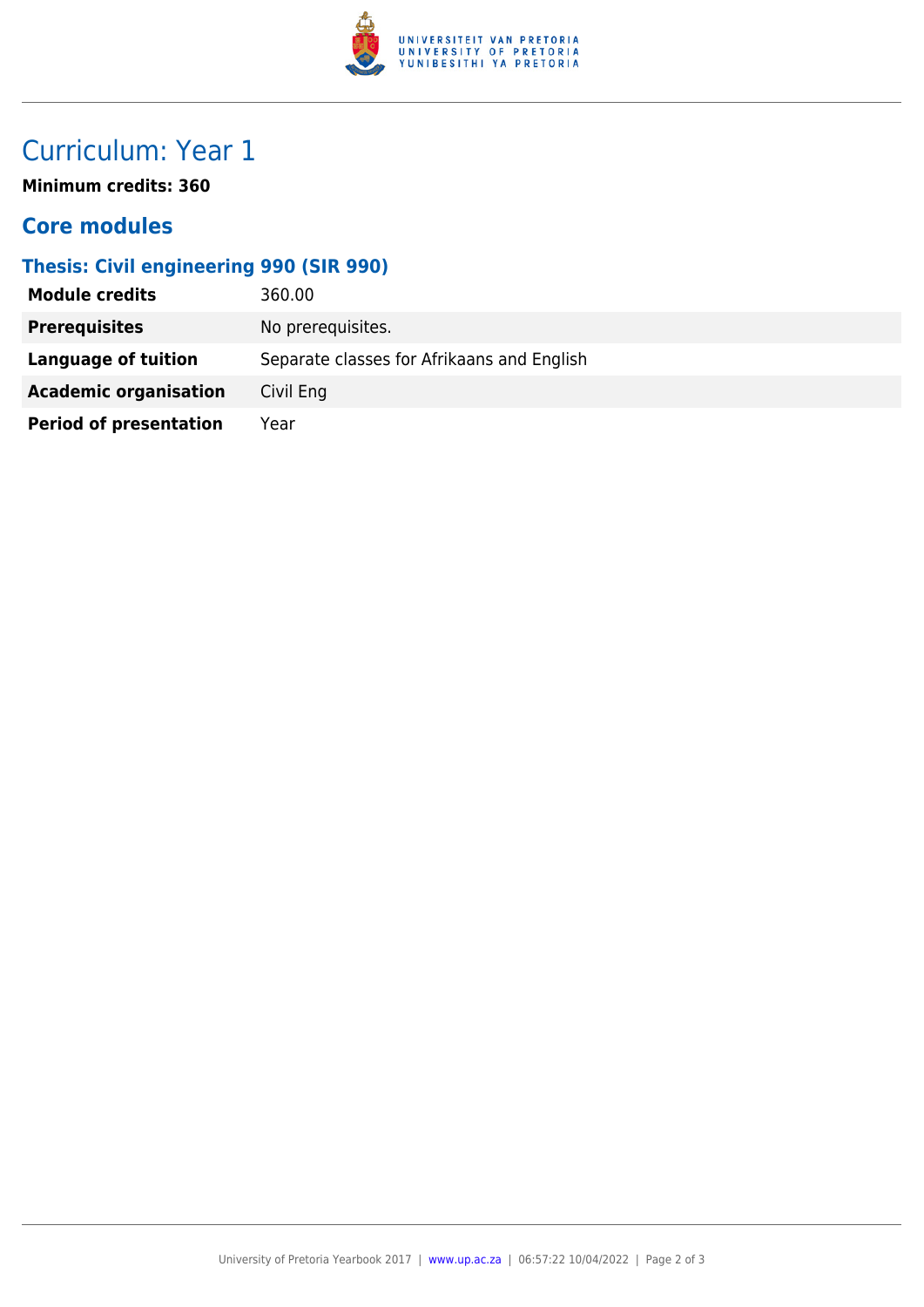# Curriculum: Year 1

**Minimum credits: 360**

## Core modules

### Thesis: Civil engineering 990 (SIR 990)

| | |
|---|---|
| **Module credits** | 360.00 |
| **Prerequisites** | No prerequisites. |
| **Language of tuition** | Separate classes for Afrikaans and English |
| **Academic organisation** | Civil Eng |
| **Period of presentation** | Year |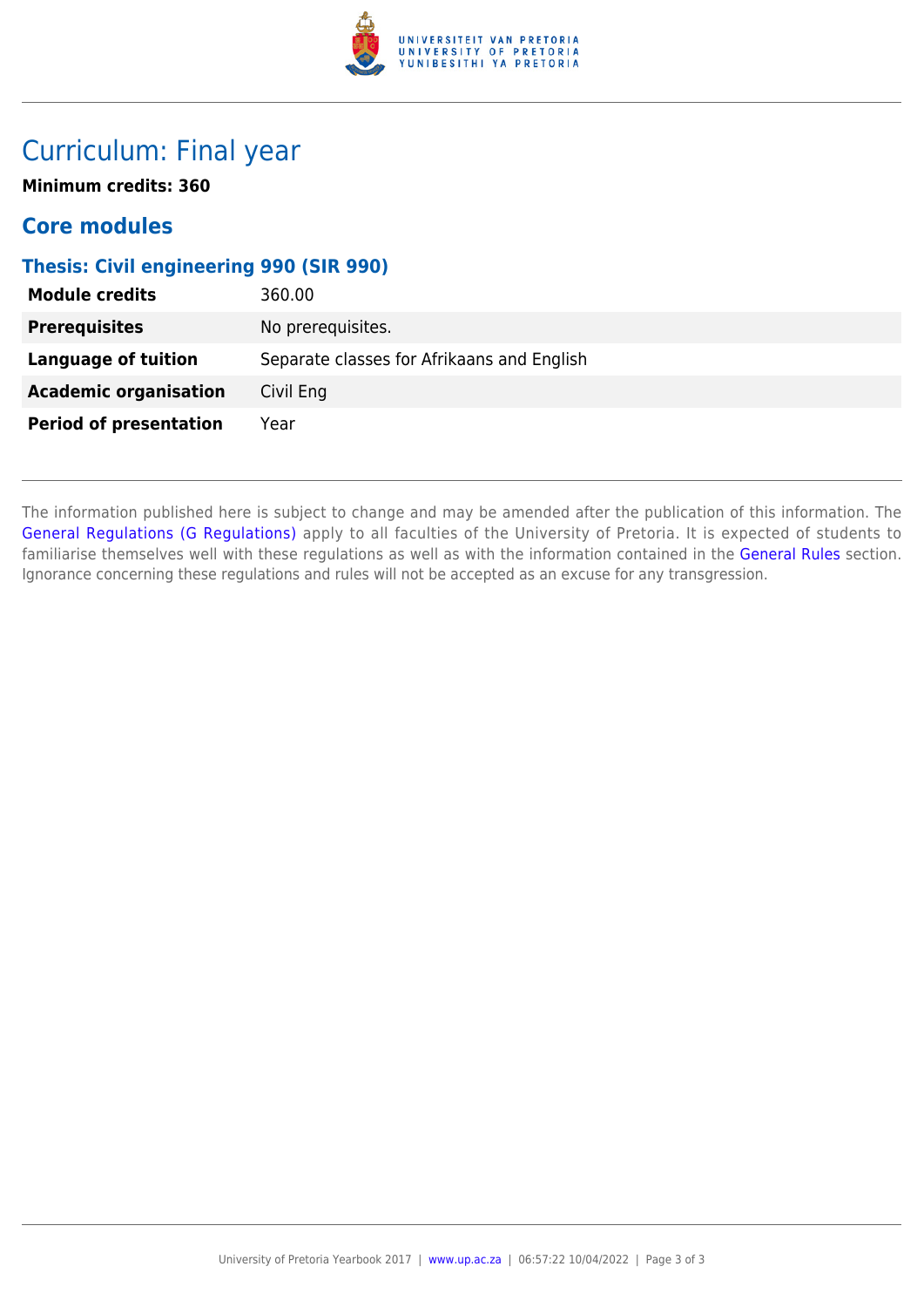# Curriculum: Final year

**Minimum credits: 360**

## Core modules

### Thesis: Civil engineering 990 (SIR 990)

| | |
|---|---|
| **Module credits** | 360.00 |
| **Prerequisites** | No prerequisites. |
| **Language of tuition** | Separate classes for Afrikaans and English |
| **Academic organisation** | Civil Eng |
| **Period of presentation** | Year |

The information published here is subject to change and may be amended after the publication of this information. The General Regulations (G Regulations) apply to all faculties of the University of Pretoria. It is expected of students to familiarise themselves well with these regulations as well as with the information contained in the General Rules section. Ignorance concerning these regulations and rules will not be accepted as an excuse for any transgression.